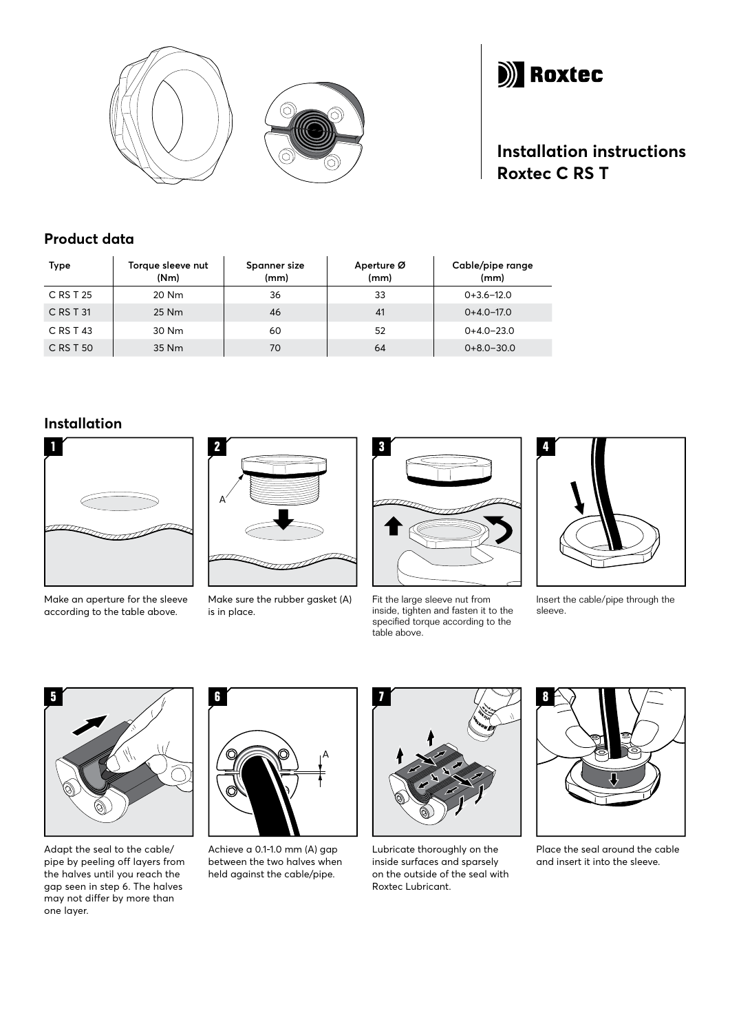Roxtec

# Installation instructions Roxtec C RS T

## Product data

| Type | Torque sleeve nut (Nm) | Spanner size (mm) | Aperture Ø (mm) | Cable/pipe range (mm) |
|---|---|---|---|---|
| C RS T 25 | 20 Nm | 36 | 33 | 0+3.6–12.0 |
| C RS T 31 | 25 Nm | 46 | 41 | 0+4.0–17.0 |
| C RS T 43 | 30 Nm | 60 | 52 | 0+4.0–23.0 |
| C RS T 50 | 35 Nm | 70 | 64 | 0+8.0–30.0 |

## Installation

1. Make an aperture for the sleeve according to the table above.

2. Make sure the rubber gasket (A) is in place.

3. Fit the large sleeve nut from inside, tighten and fasten it to the specified torque according to the table above.

4. Insert the cable/pipe through the sleeve.

5. Adapt the seal to the cable/pipe by peeling off layers from the halves until you reach the gap seen in step 6. The halves may not differ by more than one layer.

6. Achieve a 0.1-1.0 mm (A) gap between the two halves when held against the cable/pipe.

7. Lubricate thoroughly on the inside surfaces and sparsely on the outside of the seal with Roxtec Lubricant.

8. Place the seal around the cable and insert it into the sleeve.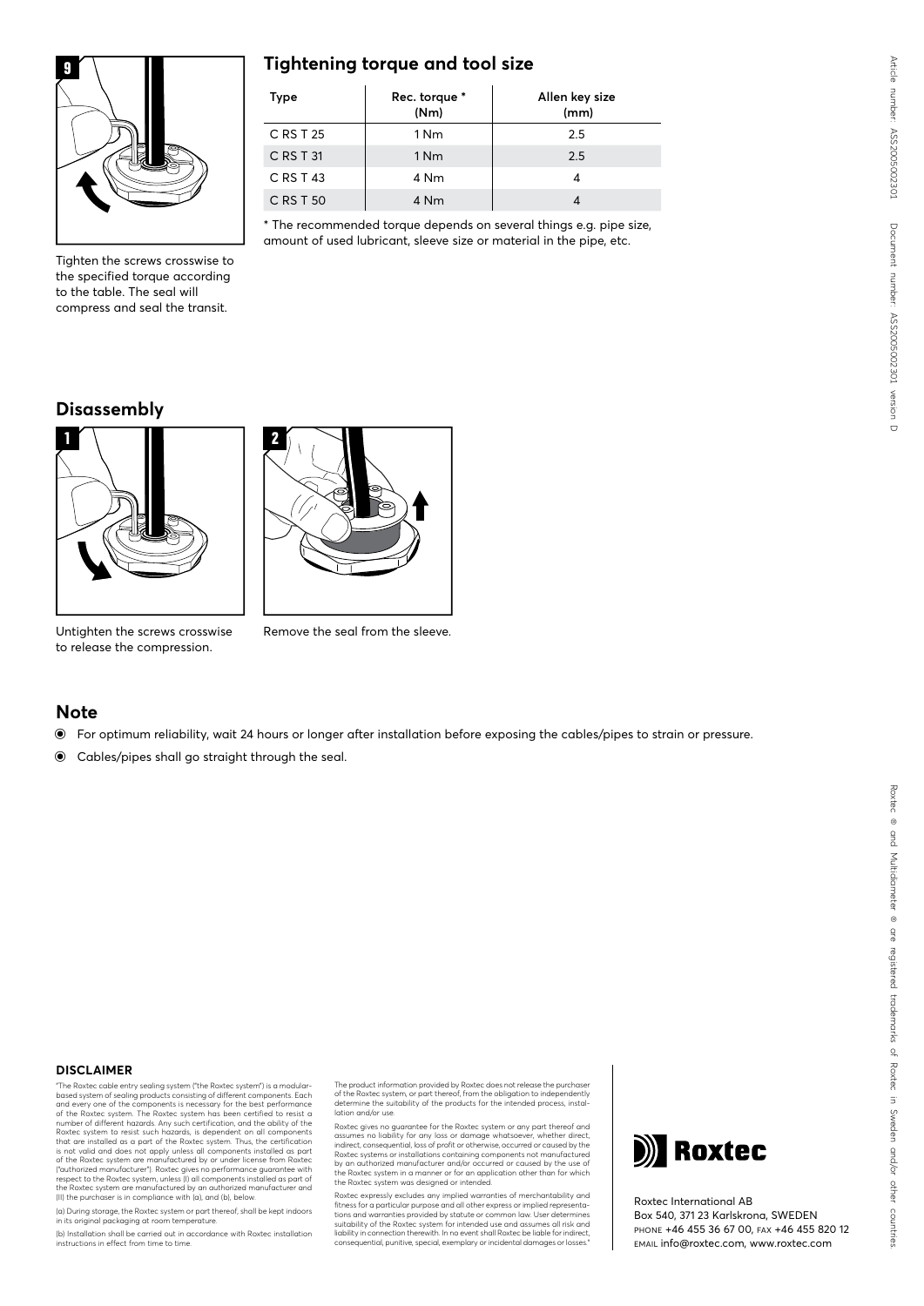9

Tighten the screws crosswise to the specified torque according to the table. The seal will compress and seal the transit.

## Tightening torque and tool size

| Type | Rec. torque * (Nm) | Allen key size (mm) |
|---|---|---|
| C RS T 25 | 1 Nm | 2.5 |
| C RS T 31 | 1 Nm | 2.5 |
| C RS T 43 | 4 Nm | 4 |
| C RS T 50 | 4 Nm | 4 |

* The recommended torque depends on several things e.g. pipe size, amount of used lubricant, sleeve size or material in the pipe, etc.

## Disassembly

1

Untighten the screws crosswise to release the compression.

2

Remove the seal from the sleeve.

## Note

- For optimum reliability, wait 24 hours or longer after installation before exposing the cables/pipes to strain or pressure.
- Cables/pipes shall go straight through the seal.

### DISCLAIMER

"The Roxtec cable entry sealing system ("the Roxtec system") is a modular-based system of sealing products consisting of different components. Each and every one of the components is necessary for the best performance of the Roxtec system. The Roxtec system has been certified to resist a number of different hazards. Any such certification, and the ability of the Roxtec system to resist such hazards, is dependent on all components that are installed as a part of the Roxtec system. Thus, the certification is not valid and does not apply unless all components installed as part of the Roxtec system are manufactured by or under license from Roxtec ("authorized manufacturer"). Roxtec gives no performance guarantee with respect to the Roxtec system, unless (I) all components installed as part of the Roxtec system are manufactured by an authorized manufacturer and (II) the purchaser is in compliance with (a), and (b), below.

(a) During storage, the Roxtec system or part thereof, shall be kept indoors in its original packaging at room temperature.

(b) Installation shall be carried out in accordance with Roxtec installation instructions in effect from time to time.

The product information provided by Roxtec does not release the purchaser of the Roxtec system, or part thereof, from the obligation to independently determine the suitability of the products for the intended process, installation and/or use.

Roxtec gives no guarantee for the Roxtec system or any part thereof and assumes no liability for any loss or damage whatsoever, whether direct, indirect, consequential, loss of profit or otherwise, occurred or caused by the Roxtec systems or installations containing components not manufactured by an authorized manufacturer and/or occurred or caused by the use of the Roxtec system in a manner or for an application other than for which the Roxtec system was designed or intended.

Roxtec expressly excludes any implied warranties of merchantability and fitness for a particular purpose and all other express or implied representations and warranties provided by statute or common law. User determines suitability of the Roxtec system for intended use and assumes all risk and liability in connection therewith. In no event shall Roxtec be liable for indirect, consequential, punitive, special, exemplary or incidental damages or losses."

Roxtec

Roxtec International AB
Box 540, 371 23 Karlskrona, SWEDEN
PHONE +46 455 36 67 00, FAX +46 455 820 12
EMAIL info@roxtec.com, www.roxtec.com

Article number: ASS2005002301 Document number: ASS2005002301 version D

Roxtec ® and Multidiameter ® are registered trademarks of Roxtec in Sweden and/or other countries.